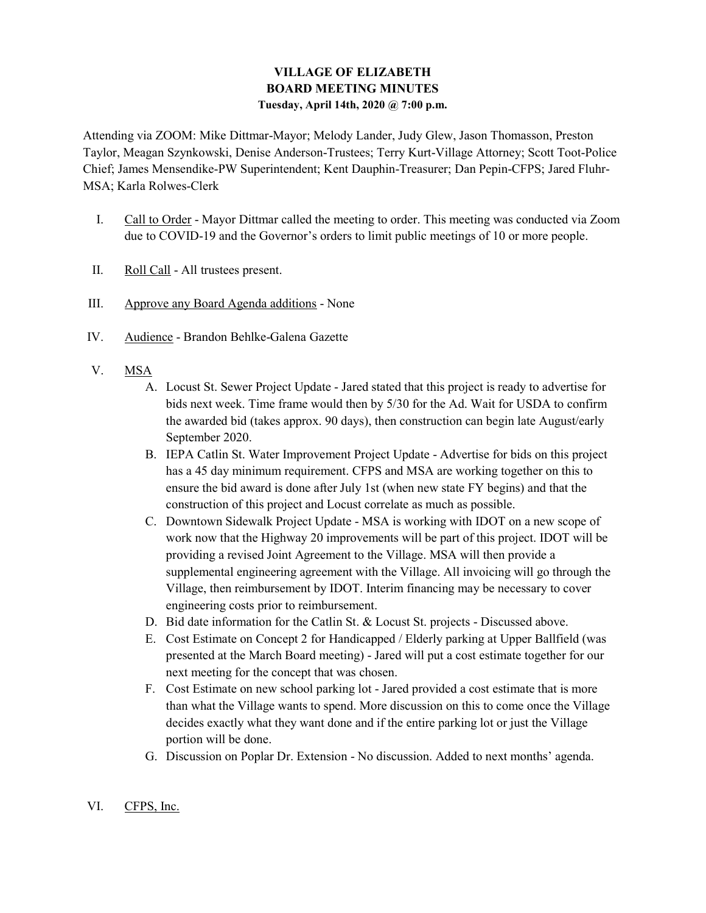# VILLAGE OF ELIZABETH
# BOARD MEETING MINUTES
**Tuesday, April 14th, 2020 @ 7:00 p.m.**

Attending via ZOOM: Mike Dittmar-Mayor; Melody Lander, Judy Glew, Jason Thomasson, Preston Taylor, Meagan Szynkowski, Denise Anderson-Trustees; Terry Kurt-Village Attorney; Scott Toot-Police Chief; James Mensendike-PW Superintendent; Kent Dauphin-Treasurer; Dan Pepin-CFPS; Jared Fluhr-MSA; Karla Rolwes-Clerk

I. Call to Order - Mayor Dittmar called the meeting to order. This meeting was conducted via Zoom due to COVID-19 and the Governor's orders to limit public meetings of 10 or more people.

II. Roll Call - All trustees present.

III. Approve any Board Agenda additions - None

IV. Audience - Brandon Behlke-Galena Gazette

V. MSA
   A. Locust St. Sewer Project Update - Jared stated that this project is ready to advertise for bids next week. Time frame would then by 5/30 for the Ad. Wait for USDA to confirm the awarded bid (takes approx. 90 days), then construction can begin late August/early September 2020.
   B. IEPA Catlin St. Water Improvement Project Update - Advertise for bids on this project has a 45 day minimum requirement. CFPS and MSA are working together on this to ensure the bid award is done after July 1st (when new state FY begins) and that the construction of this project and Locust correlate as much as possible.
   C. Downtown Sidewalk Project Update - MSA is working with IDOT on a new scope of work now that the Highway 20 improvements will be part of this project. IDOT will be providing a revised Joint Agreement to the Village. MSA will then provide a supplemental engineering agreement with the Village. All invoicing will go through the Village, then reimbursement by IDOT. Interim financing may be necessary to cover engineering costs prior to reimbursement.
   D. Bid date information for the Catlin St. & Locust St. projects - Discussed above.
   E. Cost Estimate on Concept 2 for Handicapped / Elderly parking at Upper Ballfield (was presented at the March Board meeting) - Jared will put a cost estimate together for our next meeting for the concept that was chosen.
   F. Cost Estimate on new school parking lot - Jared provided a cost estimate that is more than what the Village wants to spend. More discussion on this to come once the Village decides exactly what they want done and if the entire parking lot or just the Village portion will be done.
   G. Discussion on Poplar Dr. Extension - No discussion. Added to next months' agenda.

VI. CFPS, Inc.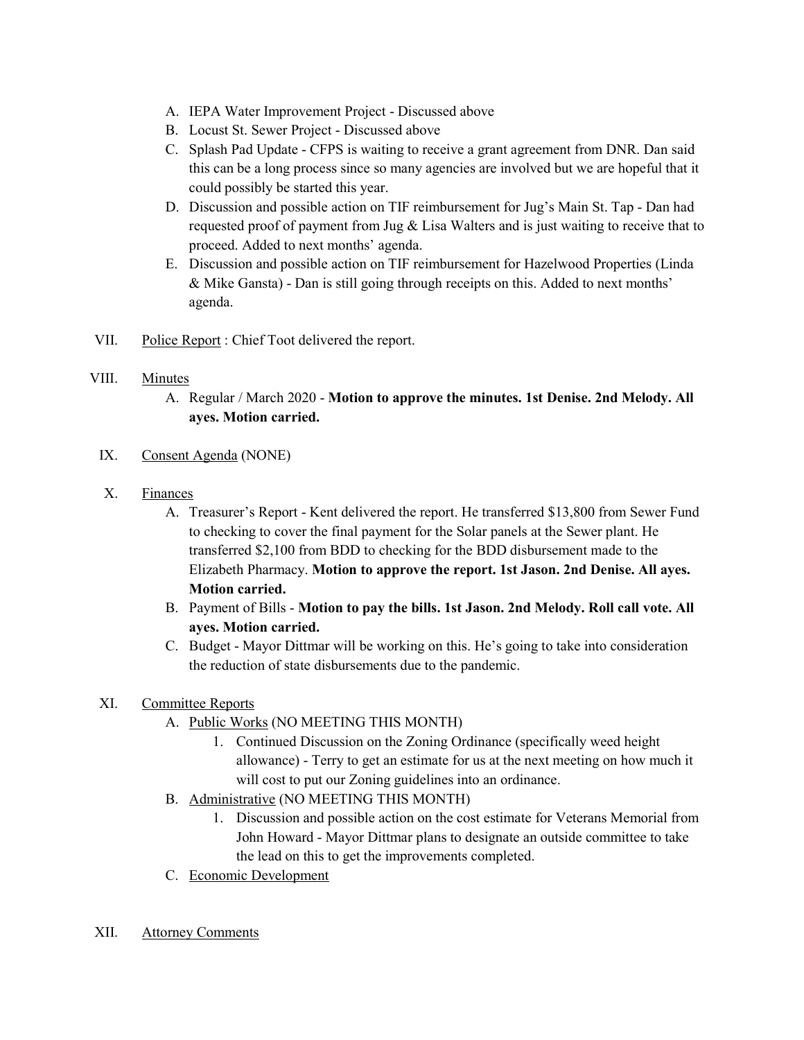A. IEPA Water Improvement Project - Discussed above
B. Locust St. Sewer Project - Discussed above
C. Splash Pad Update - CFPS is waiting to receive a grant agreement from DNR. Dan said this can be a long process since so many agencies are involved but we are hopeful that it could possibly be started this year.
D. Discussion and possible action on TIF reimbursement for Jug's Main St. Tap - Dan had requested proof of payment from Jug & Lisa Walters and is just waiting to receive that to proceed. Added to next months' agenda.
E. Discussion and possible action on TIF reimbursement for Hazelwood Properties (Linda & Mike Gansta) - Dan is still going through receipts on this. Added to next months' agenda.

VII. Police Report : Chief Toot delivered the report.

VIII. Minutes

A. Regular / March 2020 - **Motion to approve the minutes. 1st Denise. 2nd Melody. All ayes. Motion carried.**

IX. Consent Agenda (NONE)

X. Finances

A. Treasurer's Report - Kent delivered the report. He transferred $13,800 from Sewer Fund to checking to cover the final payment for the Solar panels at the Sewer plant. He transferred $2,100 from BDD to checking for the BDD disbursement made to the Elizabeth Pharmacy. **Motion to approve the report. 1st Jason. 2nd Denise. All ayes. Motion carried.**
B. Payment of Bills - **Motion to pay the bills. 1st Jason. 2nd Melody. Roll call vote. All ayes. Motion carried.**
C. Budget - Mayor Dittmar will be working on this. He's going to take into consideration the reduction of state disbursements due to the pandemic.

XI. Committee Reports

A. Public Works (NO MEETING THIS MONTH)
   1. Continued Discussion on the Zoning Ordinance (specifically weed height allowance) - Terry to get an estimate for us at the next meeting on how much it will cost to put our Zoning guidelines into an ordinance.
B. Administrative (NO MEETING THIS MONTH)
   1. Discussion and possible action on the cost estimate for Veterans Memorial from John Howard - Mayor Dittmar plans to designate an outside committee to take the lead on this to get the improvements completed.
C. Economic Development

XII. Attorney Comments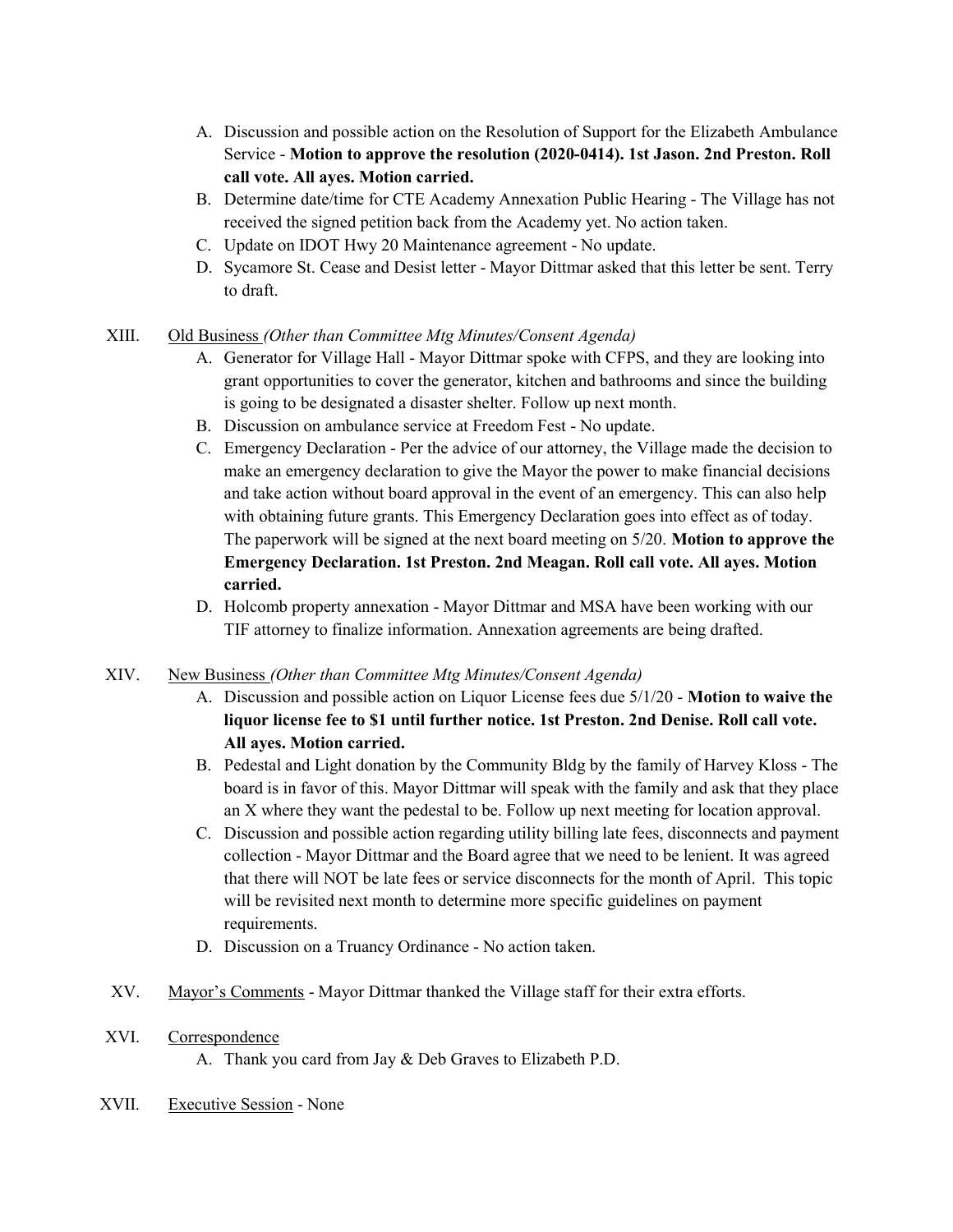A. Discussion and possible action on the Resolution of Support for the Elizabeth Ambulance Service - **Motion to approve the resolution (2020-0414). 1st Jason. 2nd Preston. Roll call vote. All ayes. Motion carried.**
B. Determine date/time for CTE Academy Annexation Public Hearing - The Village has not received the signed petition back from the Academy yet. No action taken.
C. Update on IDOT Hwy 20 Maintenance agreement - No update.
D. Sycamore St. Cease and Desist letter - Mayor Dittmar asked that this letter be sent. Terry to draft.

XIII. <u>Old Business</u> *(Other than Committee Mtg Minutes/Consent Agenda)*

A. Generator for Village Hall - Mayor Dittmar spoke with CFPS, and they are looking into grant opportunities to cover the generator, kitchen and bathrooms and since the building is going to be designated a disaster shelter. Follow up next month.
B. Discussion on ambulance service at Freedom Fest - No update.
C. Emergency Declaration - Per the advice of our attorney, the Village made the decision to make an emergency declaration to give the Mayor the power to make financial decisions and take action without board approval in the event of an emergency. This can also help with obtaining future grants. This Emergency Declaration goes into effect as of today. The paperwork will be signed at the next board meeting on 5/20. **Motion to approve the Emergency Declaration. 1st Preston. 2nd Meagan. Roll call vote. All ayes. Motion carried.**
D. Holcomb property annexation - Mayor Dittmar and MSA have been working with our TIF attorney to finalize information. Annexation agreements are being drafted.

XIV. <u>New Business</u> *(Other than Committee Mtg Minutes/Consent Agenda)*

A. Discussion and possible action on Liquor License fees due 5/1/20 - **Motion to waive the liquor license fee to $1 until further notice. 1st Preston. 2nd Denise. Roll call vote. All ayes. Motion carried.**
B. Pedestal and Light donation by the Community Bldg by the family of Harvey Kloss - The board is in favor of this. Mayor Dittmar will speak with the family and ask that they place an X where they want the pedestal to be. Follow up next meeting for location approval.
C. Discussion and possible action regarding utility billing late fees, disconnects and payment collection - Mayor Dittmar and the Board agree that we need to be lenient. It was agreed that there will NOT be late fees or service disconnects for the month of April. This topic will be revisited next month to determine more specific guidelines on payment requirements.
D. Discussion on a Truancy Ordinance - No action taken.

XV. <u>Mayor's Comments</u> - Mayor Dittmar thanked the Village staff for their extra efforts.

XVI. <u>Correspondence</u>

A. Thank you card from Jay & Deb Graves to Elizabeth P.D.

XVII. <u>Executive Session</u> - None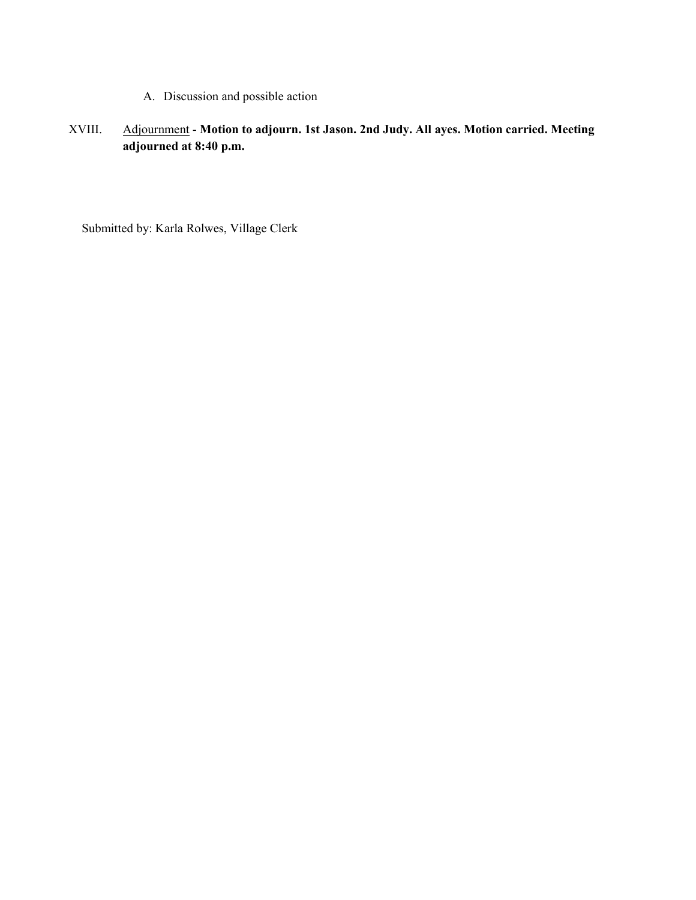A. Discussion and possible action

XVIII. Adjournment - **Motion to adjourn. 1st Jason. 2nd Judy. All ayes. Motion carried. Meeting adjourned at 8:40 p.m.**

Submitted by: Karla Rolwes, Village Clerk